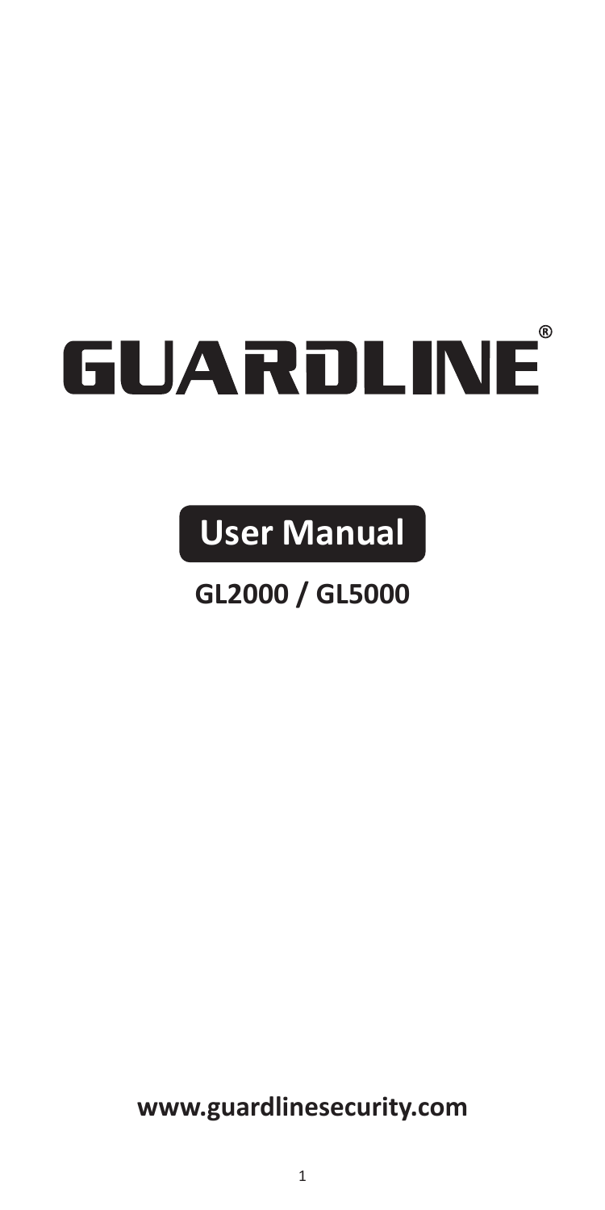# GUARDLINE®

## User Manual

**GL2000 / GL5000**

**www.guardlinesecurity.com**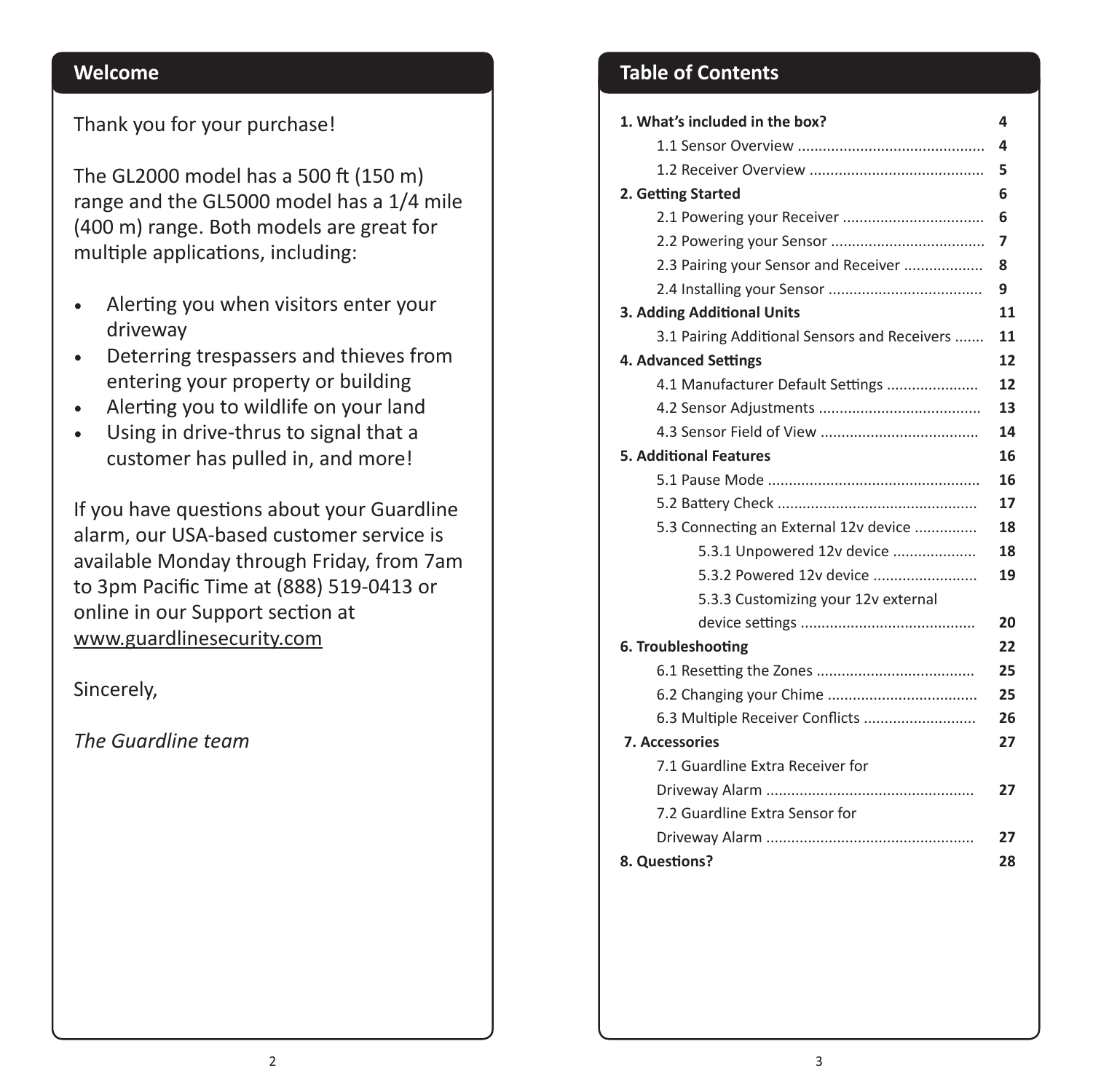## Welcome

Thank you for your purchase!

The GL2000 model has a 500 ft (150 m) range and the GL5000 model has a 1/4 mile (400 m) range. Both models are great for multiple applications, including:

- Alerting you when visitors enter your driveway
- Deterring trespassers and thieves from entering your property or building
- Alerting you to wildlife on your land
- Using in drive-thrus to signal that a customer has pulled in, and more!

If you have questions about your Guardline alarm, our USA-based customer service is available Monday through Friday, from 7am to 3pm Pacific Time at (888) 519-0413 or online in our Support section at www.guardlinesecurity.com

Sincerely,

*The Guardline team*

## Table of Contents

| | |
|---|---|
| **1. What's included in the box?** | **4** |
| 1.1 Sensor Overview | 4 |
| 1.2 Receiver Overview | 5 |
| **2. Getting Started** | **6** |
| 2.1 Powering your Receiver | 6 |
| 2.2 Powering your Sensor | 7 |
| 2.3 Pairing your Sensor and Receiver | 8 |
| 2.4 Installing your Sensor | 9 |
| **3. Adding Additional Units** | **11** |
| 3.1 Pairing Additional Sensors and Receivers | 11 |
| **4. Advanced Settings** | **12** |
| 4.1 Manufacturer Default Settings | 12 |
| 4.2 Sensor Adjustments | 13 |
| 4.3 Sensor Field of View | 14 |
| **5. Additional Features** | **16** |
| 5.1 Pause Mode | 16 |
| 5.2 Battery Check | 17 |
| 5.3 Connecting an External 12v device | 18 |
| 5.3.1 Unpowered 12v device | 18 |
| 5.3.2 Powered 12v device | 19 |
| 5.3.3 Customizing your 12v external device settings | 20 |
| **6. Troubleshooting** | **22** |
| 6.1 Resetting the Zones | 25 |
| 6.2 Changing your Chime | 25 |
| 6.3 Multiple Receiver Conflicts | 26 |
| **7. Accessories** | **27** |
| 7.1 Guardline Extra Receiver for Driveway Alarm | 27 |
| 7.2 Guardline Extra Sensor for Driveway Alarm | 27 |
| **8. Questions?** | **28** |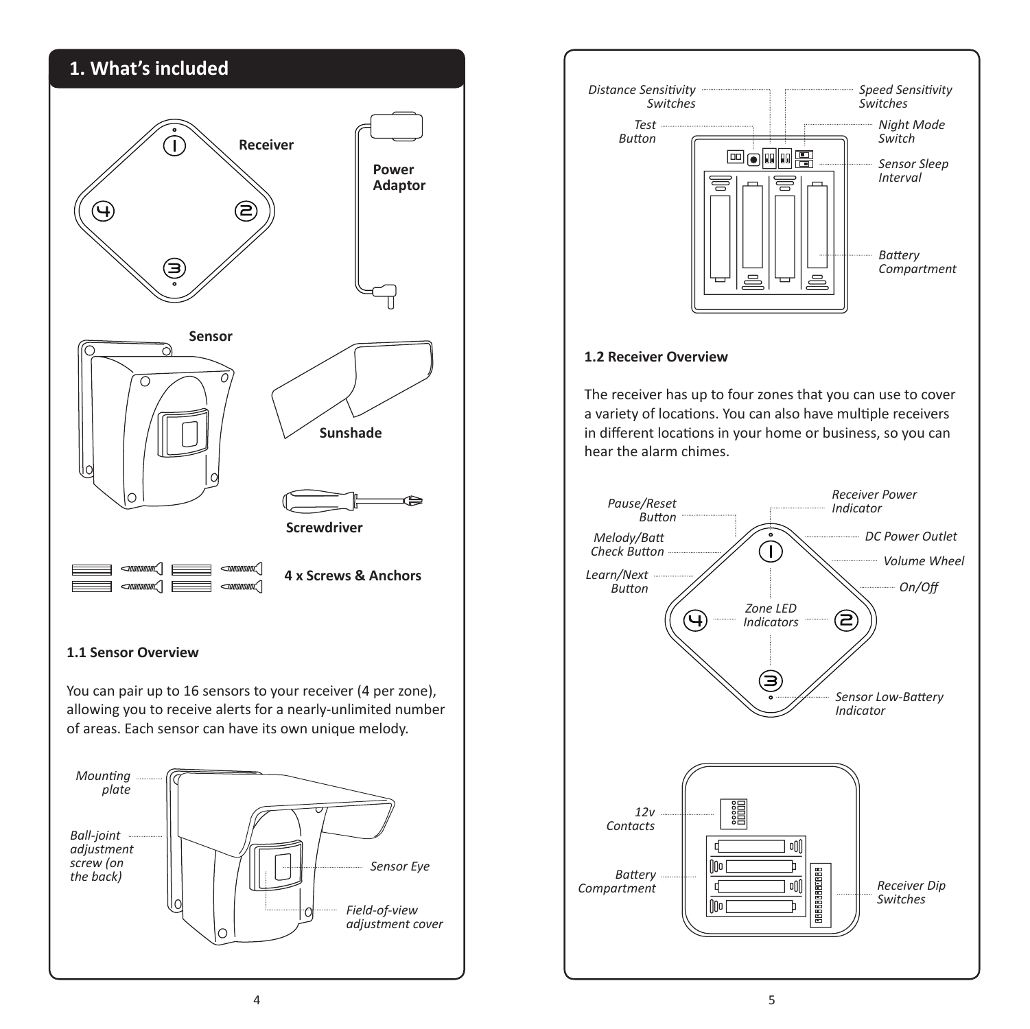## 1. What's included

Receiver

Power Adaptor

Sensor

Sunshade

Screwdriver

4 x Screws & Anchors

### 1.1 Sensor Overview

You can pair up to 16 sensors to your receiver (4 per zone), allowing you to receive alerts for a nearly-unlimited number of areas. Each sensor can have its own unique melody.

*Mounting plate*

*Ball-joint adjustment screw (on the back)*

*Sensor Eye*

*Field-of-view adjustment cover*

*Distance Sensitivity Switches*

*Speed Sensitivity Switches*

*Test Button*

*Night Mode Switch*

*Sensor Sleep Interval*

*Battery Compartment*

### 1.2 Receiver Overview

The receiver has up to four zones that you can use to cover a variety of locations. You can also have multiple receivers in different locations in your home or business, so you can hear the alarm chimes.

*Pause/Reset Button*

*Receiver Power Indicator*

*Melody/Batt Check Button*

*DC Power Outlet*

*Volume Wheel*

*Learn/Next Button*

*On/Off*

*Zone LED Indicators*

*Sensor Low-Battery Indicator*

*12v Contacts*

*Battery Compartment*

*Receiver Dip Switches*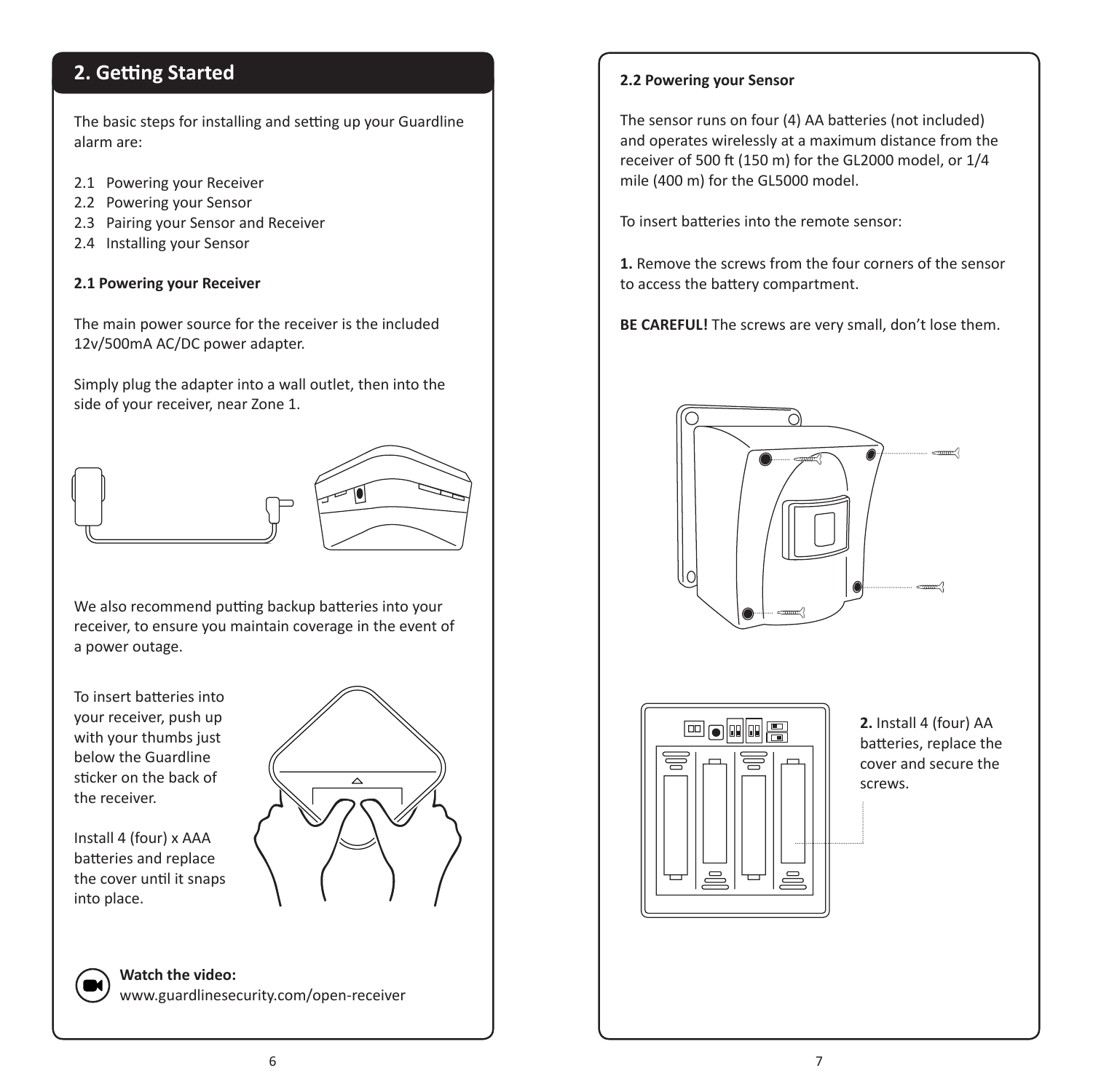## 2. Getting Started

The basic steps for installing and setting up your Guardline alarm are:

2.1 Powering your Receiver
2.2 Powering your Sensor
2.3 Pairing your Sensor and Receiver
2.4 Installing your Sensor

**2.1 Powering your Receiver**

The main power source for the receiver is the included 12v/500mA AC/DC power adapter.

Simply plug the adapter into a wall outlet, then into the side of your receiver, near Zone 1.

We also recommend putting backup batteries into your receiver, to ensure you maintain coverage in the event of a power outage.

To insert batteries into your receiver, push up with your thumbs just below the Guardline sticker on the back of the receiver.

Install 4 (four) x AAA batteries and replace the cover until it snaps into place.

**Watch the video:**
www.guardlinesecurity.com/open-receiver

**2.2 Powering your Sensor**

The sensor runs on four (4) AA batteries (not included) and operates wirelessly at a maximum distance from the receiver of 500 ft (150 m) for the GL2000 model, or 1/4 mile (400 m) for the GL5000 model.

To insert batteries into the remote sensor:

**1.** Remove the screws from the four corners of the sensor to access the battery compartment.

**BE CAREFUL!** The screws are very small, don't lose them.

**2.** Install 4 (four) AA batteries, replace the cover and secure the screws.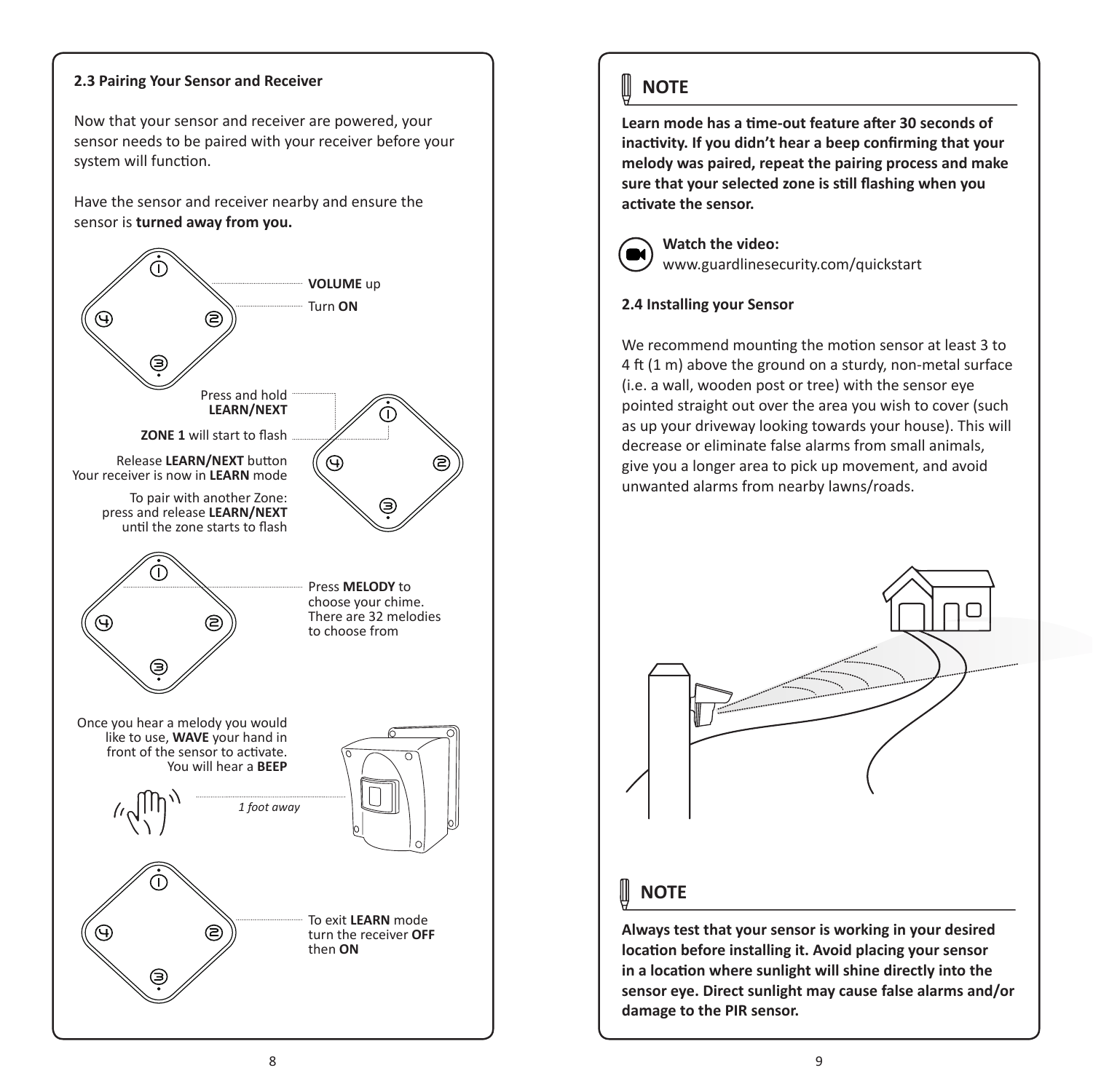### 2.3 Pairing Your Sensor and Receiver

Now that your sensor and receiver are powered, your sensor needs to be paired with your receiver before your system will function.

Have the sensor and receiver nearby and ensure the sensor is **turned away from you.**

**VOLUME** up

Turn **ON**

Press and hold **LEARN/NEXT**

**ZONE 1** will start to flash

Release **LEARN/NEXT** button
Your receiver is now in **LEARN** mode

To pair with another Zone: press and release **LEARN/NEXT** until the zone starts to flash

Press **MELODY** to choose your chime. There are 32 melodies to choose from

Once you hear a melody you would like to use, **WAVE** your hand in front of the sensor to activate. You will hear a **BEEP**

*1 foot away*

To exit **LEARN** mode turn the receiver **OFF** then **ON**

### NOTE

**Learn mode has a time-out feature after 30 seconds of inactivity. If you didn't hear a beep confirming that your melody was paired, repeat the pairing process and make sure that your selected zone is still flashing when you activate the sensor.**

**Watch the video:**
www.guardlinesecurity.com/quickstart

### 2.4 Installing your Sensor

We recommend mounting the motion sensor at least 3 to 4 ft (1 m) above the ground on a sturdy, non-metal surface (i.e. a wall, wooden post or tree) with the sensor eye pointed straight out over the area you wish to cover (such as up your driveway looking towards your house). This will decrease or eliminate false alarms from small animals, give you a longer area to pick up movement, and avoid unwanted alarms from nearby lawns/roads.

### NOTE

**Always test that your sensor is working in your desired location before installing it. Avoid placing your sensor in a location where sunlight will shine directly into the sensor eye. Direct sunlight may cause false alarms and/or damage to the PIR sensor.**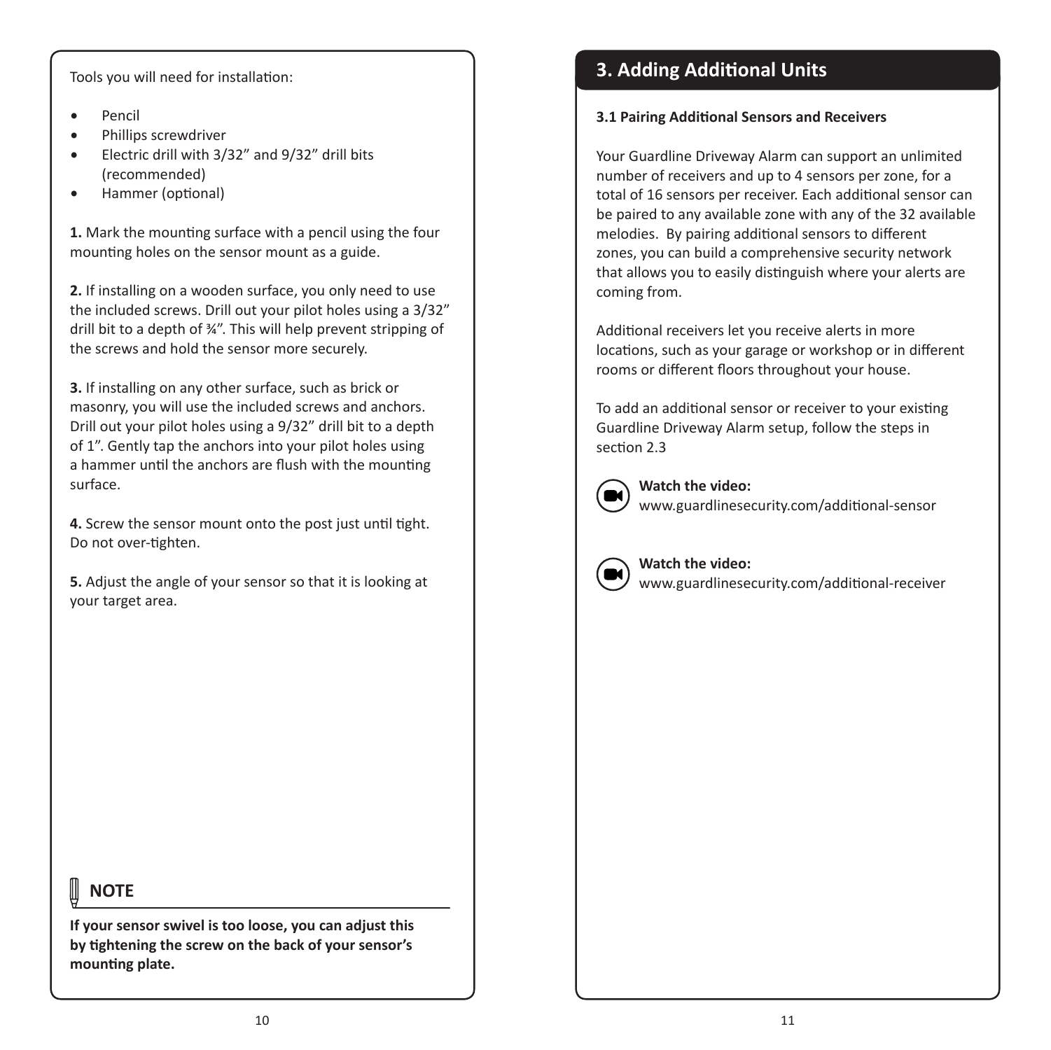Tools you will need for installation:

- Pencil
- Phillips screwdriver
- Electric drill with 3/32" and 9/32" drill bits (recommended)
- Hammer (optional)

**1.** Mark the mounting surface with a pencil using the four mounting holes on the sensor mount as a guide.

**2.** If installing on a wooden surface, you only need to use the included screws. Drill out your pilot holes using a 3/32" drill bit to a depth of ¾". This will help prevent stripping of the screws and hold the sensor more securely.

**3.** If installing on any other surface, such as brick or masonry, you will use the included screws and anchors. Drill out your pilot holes using a 9/32" drill bit to a depth of 1". Gently tap the anchors into your pilot holes using a hammer until the anchors are flush with the mounting surface.

**4.** Screw the sensor mount onto the post just until tight. Do not over-tighten.

**5.** Adjust the angle of your sensor so that it is looking at your target area.

### NOTE

**If your sensor swivel is too loose, you can adjust this by tightening the screw on the back of your sensor's mounting plate.**

## 3. Adding Additional Units

**3.1 Pairing Additional Sensors and Receivers**

Your Guardline Driveway Alarm can support an unlimited number of receivers and up to 4 sensors per zone, for a total of 16 sensors per receiver. Each additional sensor can be paired to any available zone with any of the 32 available melodies. By pairing additional sensors to different zones, you can build a comprehensive security network that allows you to easily distinguish where your alerts are coming from.

Additional receivers let you receive alerts in more locations, such as your garage or workshop or in different rooms or different floors throughout your house.

To add an additional sensor or receiver to your existing Guardline Driveway Alarm setup, follow the steps in section 2.3

**Watch the video:**
www.guardlinesecurity.com/additional-sensor

**Watch the video:**
www.guardlinesecurity.com/additional-receiver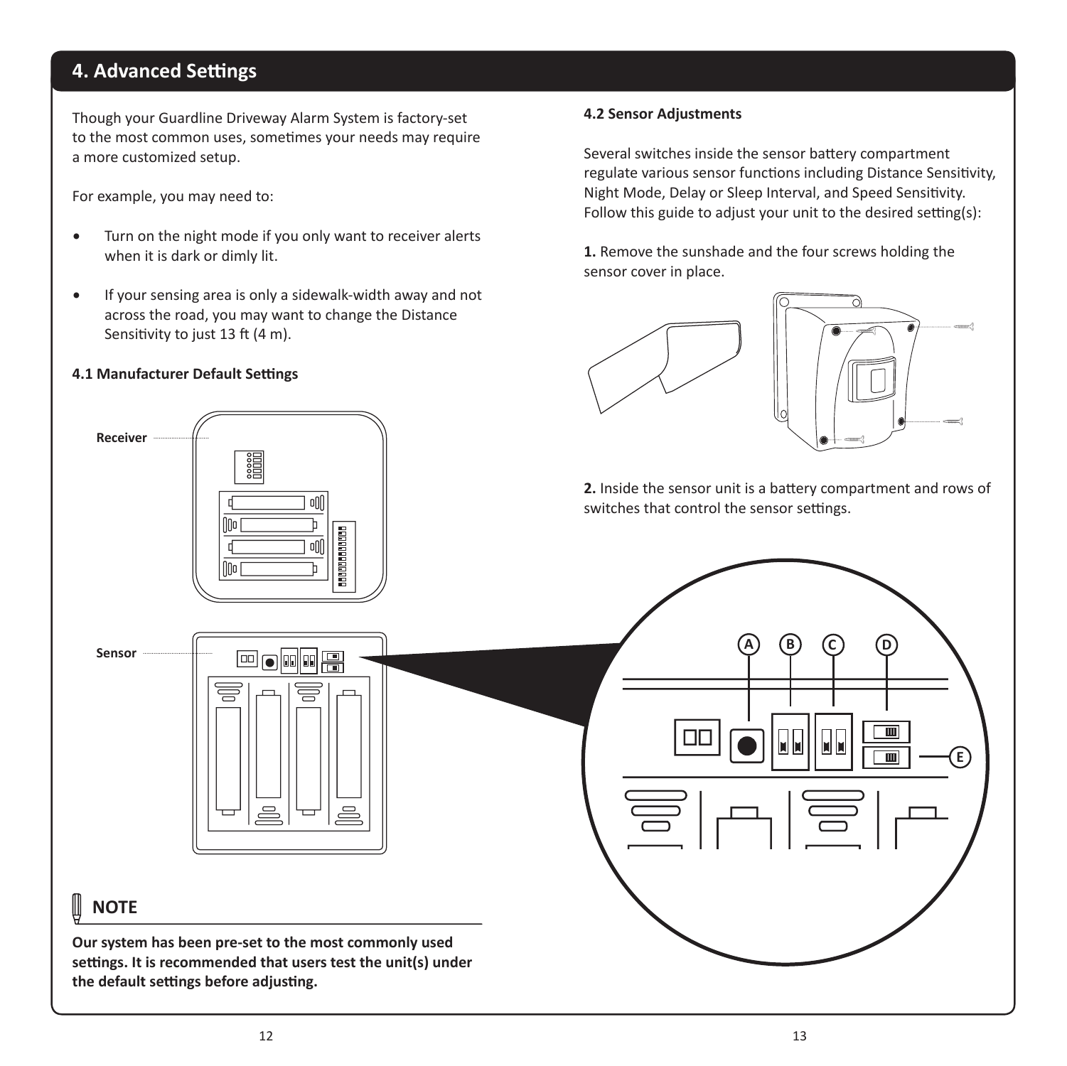## 4. Advanced Settings

Though your Guardline Driveway Alarm System is factory-set to the most common uses, sometimes your needs may require a more customized setup.

For example, you may need to:

- Turn on the night mode if you only want to receiver alerts when it is dark or dimly lit.
- If your sensing area is only a sidewalk-width away and not across the road, you may want to change the Distance Sensitivity to just 13 ft (4 m).

### 4.1 Manufacturer Default Settings

Receiver

Sensor

**NOTE**

**Our system has been pre-set to the most commonly used settings. It is recommended that users test the unit(s) under the default settings before adjusting.**

### 4.2 Sensor Adjustments

Several switches inside the sensor battery compartment regulate various sensor functions including Distance Sensitivity, Night Mode, Delay or Sleep Interval, and Speed Sensitivity. Follow this guide to adjust your unit to the desired setting(s):

**1.** Remove the sunshade and the four screws holding the sensor cover in place.

**2.** Inside the sensor unit is a battery compartment and rows of switches that control the sensor settings.

A B C D E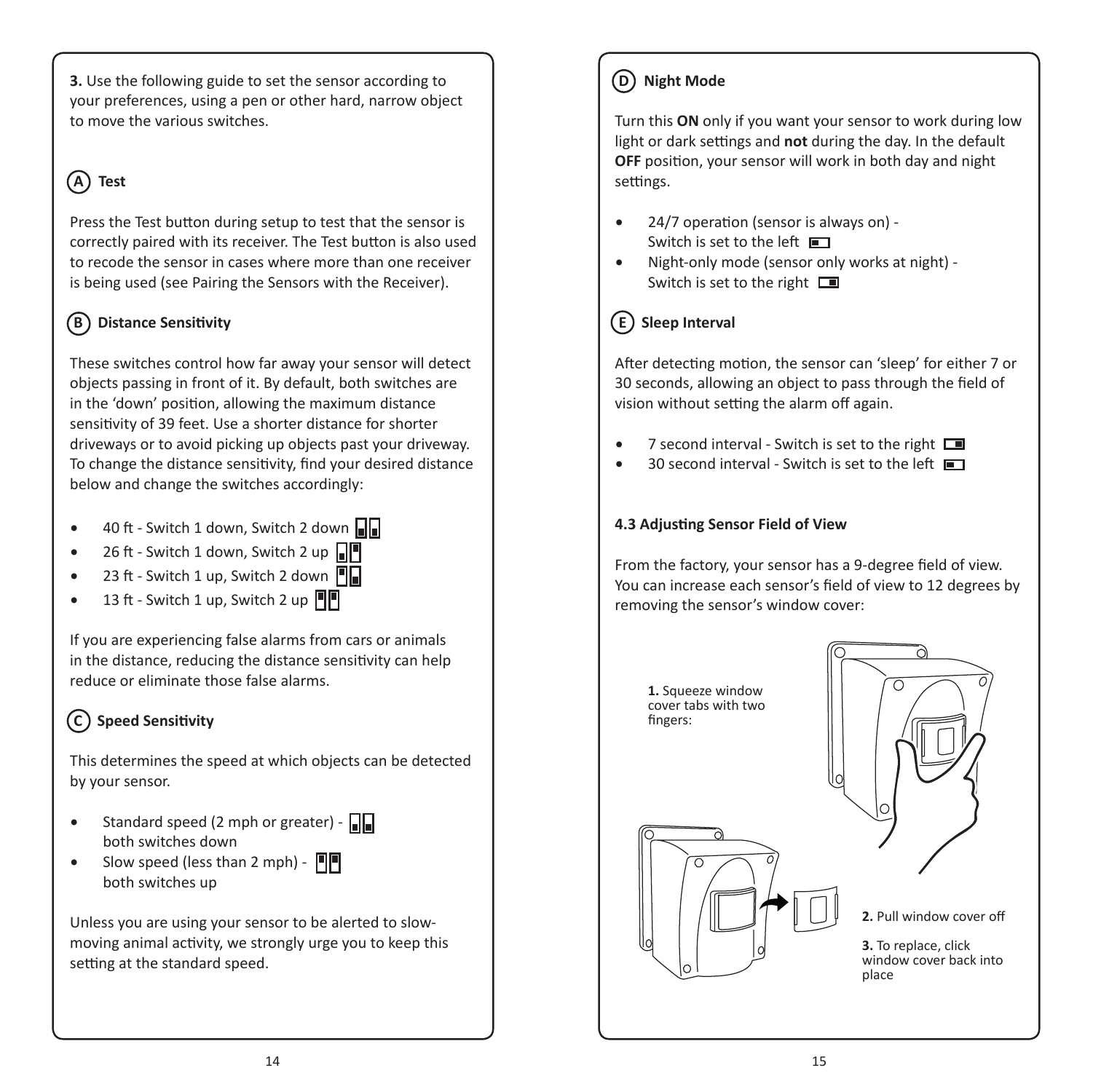**3.** Use the following guide to set the sensor according to your preferences, using a pen or other hard, narrow object to move the various switches.

### (A) Test

Press the Test button during setup to test that the sensor is correctly paired with its receiver. The Test button is also used to recode the sensor in cases where more than one receiver is being used (see Pairing the Sensors with the Receiver).

### (B) Distance Sensitivity

These switches control how far away your sensor will detect objects passing in front of it. By default, both switches are in the 'down' position, allowing the maximum distance sensitivity of 39 feet. Use a shorter distance for shorter driveways or to avoid picking up objects past your driveway. To change the distance sensitivity, find your desired distance below and change the switches accordingly:

- 40 ft - Switch 1 down, Switch 2 down
- 26 ft - Switch 1 down, Switch 2 up
- 23 ft - Switch 1 up, Switch 2 down
- 13 ft - Switch 1 up, Switch 2 up

If you are experiencing false alarms from cars or animals in the distance, reducing the distance sensitivity can help reduce or eliminate those false alarms.

### (C) Speed Sensitivity

This determines the speed at which objects can be detected by your sensor.

- Standard speed (2 mph or greater) - both switches down
- Slow speed (less than 2 mph) - both switches up

Unless you are using your sensor to be alerted to slow-moving animal activity, we strongly urge you to keep this setting at the standard speed.

### (D) Night Mode

Turn this **ON** only if you want your sensor to work during low light or dark settings and **not** during the day. In the default **OFF** position, your sensor will work in both day and night settings.

- 24/7 operation (sensor is always on) - Switch is set to the left
- Night-only mode (sensor only works at night) - Switch is set to the right

### (E) Sleep Interval

After detecting motion, the sensor can 'sleep' for either 7 or 30 seconds, allowing an object to pass through the field of vision without setting the alarm off again.

- 7 second interval - Switch is set to the right
- 30 second interval - Switch is set to the left

#### 4.3 Adjusting Sensor Field of View

From the factory, your sensor has a 9-degree field of view. You can increase each sensor's field of view to 12 degrees by removing the sensor's window cover:

**1.** Squeeze window cover tabs with two fingers:

**2.** Pull window cover off

**3.** To replace, click window cover back into place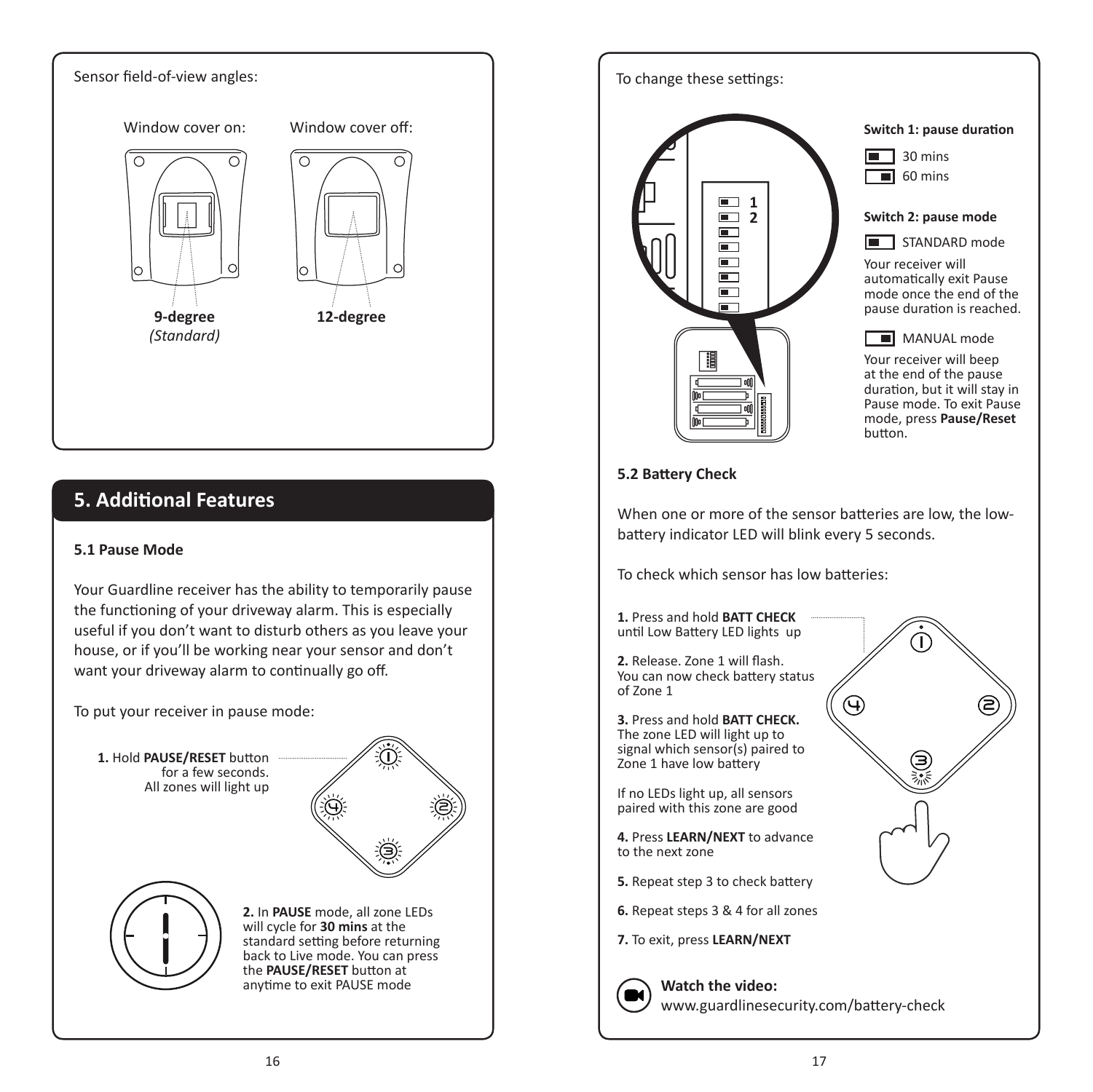Sensor field-of-view angles:

Window cover on: **9-degree** *(Standard)*

Window cover off: **12-degree**

## 5. Additional Features

### 5.1 Pause Mode

Your Guardline receiver has the ability to temporarily pause the functioning of your driveway alarm. This is especially useful if you don't want to disturb others as you leave your house, or if you'll be working near your sensor and don't want your driveway alarm to continually go off.

To put your receiver in pause mode:

**1.** Hold **PAUSE/RESET** button for a few seconds. All zones will light up

**2.** In **PAUSE** mode, all zone LEDs will cycle for **30 mins** at the standard setting before returning back to Live mode. You can press the **PAUSE/RESET** button at anytime to exit PAUSE mode

To change these settings:

**Switch 1: pause duration**

- 30 mins
- 60 mins

**Switch 2: pause mode**

STANDARD mode

Your receiver will automatically exit Pause mode once the end of the pause duration is reached.

MANUAL mode

Your receiver will beep at the end of the pause duration, but it will stay in Pause mode. To exit Pause mode, press **Pause/Reset** button.

### 5.2 Battery Check

When one or more of the sensor batteries are low, the low-battery indicator LED will blink every 5 seconds.

To check which sensor has low batteries:

**1.** Press and hold **BATT CHECK** until Low Battery LED lights up

**2.** Release. Zone 1 will flash. You can now check battery status of Zone 1

**3.** Press and hold **BATT CHECK.** The zone LED will light up to signal which sensor(s) paired to Zone 1 have low battery

If no LEDs light up, all sensors paired with this zone are good

**4.** Press **LEARN/NEXT** to advance to the next zone

**5.** Repeat step 3 to check battery

**6.** Repeat steps 3 & 4 for all zones

**7.** To exit, press **LEARN/NEXT**

**Watch the video:**
www.guardlinesecurity.com/battery-check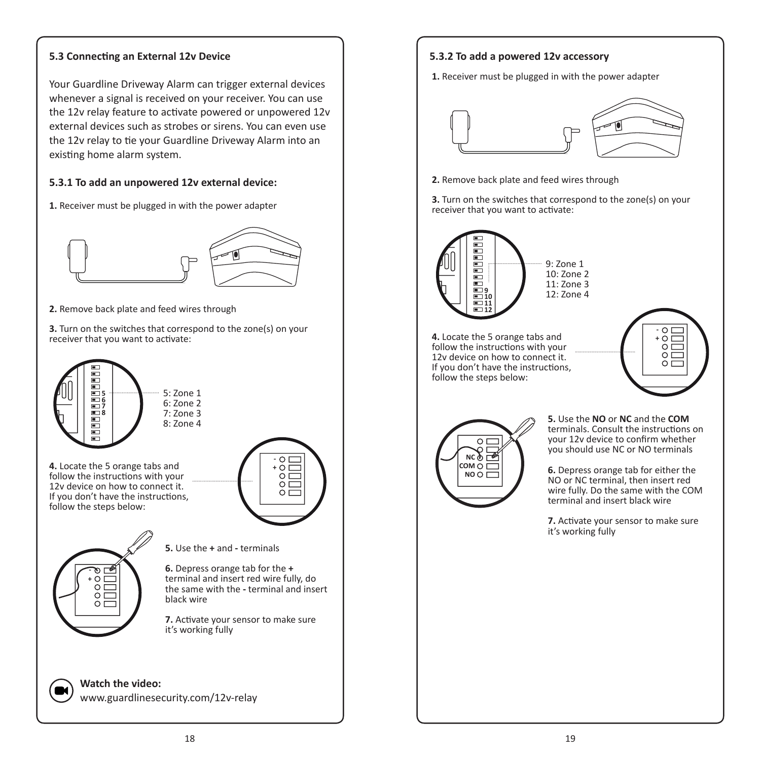### 5.3 Connecting an External 12v Device

Your Guardline Driveway Alarm can trigger external devices whenever a signal is received on your receiver. You can use the 12v relay feature to activate powered or unpowered 12v external devices such as strobes or sirens. You can even use the 12v relay to tie your Guardline Driveway Alarm into an existing home alarm system.

#### 5.3.1 To add an unpowered 12v external device:

**1.** Receiver must be plugged in with the power adapter

**2.** Remove back plate and feed wires through

**3.** Turn on the switches that correspond to the zone(s) on your receiver that you want to activate:

5: Zone 1
6: Zone 2
7: Zone 3
8: Zone 4

**4.** Locate the 5 orange tabs and follow the instructions with your 12v device on how to connect it. If you don't have the instructions, follow the steps below:

**5.** Use the **+** and **-** terminals

**6.** Depress orange tab for the **+** terminal and insert red wire fully, do the same with the **-** terminal and insert black wire

**7.** Activate your sensor to make sure it's working fully

**Watch the video:**
www.guardlinesecurity.com/12v-relay

#### 5.3.2 To add a powered 12v accessory

**1.** Receiver must be plugged in with the power adapter

**2.** Remove back plate and feed wires through

**3.** Turn on the switches that correspond to the zone(s) on your receiver that you want to activate:

9: Zone 1
10: Zone 2
11: Zone 3
12: Zone 4

**4.** Locate the 5 orange tabs and follow the instructions with your 12v device on how to connect it. If you don't have the instructions, follow the steps below:

**5.** Use the **NO** or **NC** and the **COM** terminals. Consult the instructions on your 12v device to confirm whether you should use NC or NO terminals

**6.** Depress orange tab for either the NO or NC terminal, then insert red wire fully. Do the same with the COM terminal and insert black wire

**7.** Activate your sensor to make sure it's working fully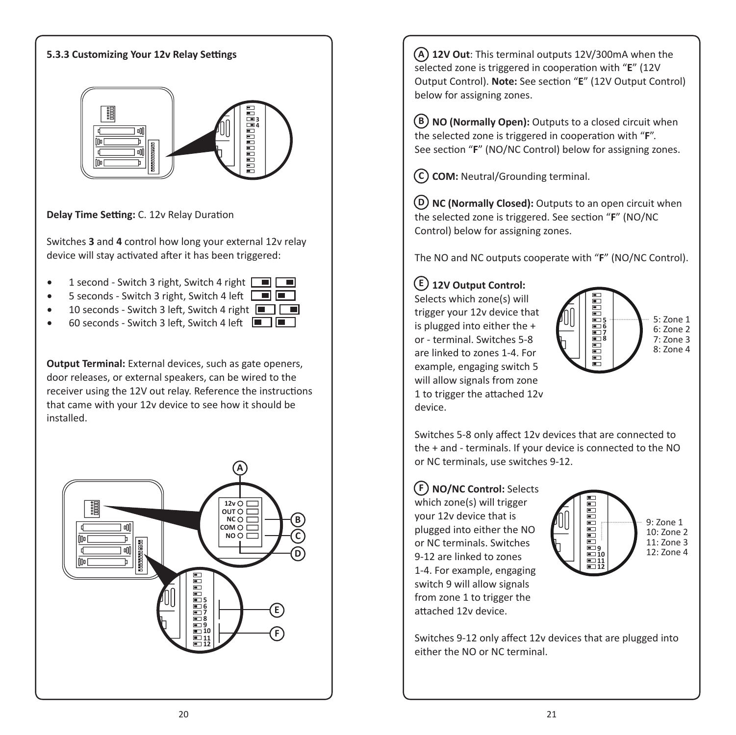### 5.3.3 Customizing Your 12v Relay Settings

**Delay Time Setting:** C. 12v Relay Duration

Switches **3** and **4** control how long your external 12v relay device will stay activated after it has been triggered:

- 1 second - Switch 3 right, Switch 4 right
- 5 seconds - Switch 3 right, Switch 4 left
- 10 seconds - Switch 3 left, Switch 4 right
- 60 seconds - Switch 3 left, Switch 4 left

**Output Terminal:** External devices, such as gate openers, door releases, or external speakers, can be wired to the receiver using the 12V out relay. Reference the instructions that came with your 12v device to see how it should be installed.

**(A) 12V Out**: This terminal outputs 12V/300mA when the selected zone is triggered in cooperation with "**E**" (12V Output Control). **Note:** See section "**E**" (12V Output Control) below for assigning zones.

**(B) NO (Normally Open):** Outputs to a closed circuit when the selected zone is triggered in cooperation with "**F**". See section "**F**" (NO/NC Control) below for assigning zones.

**(C) COM:** Neutral/Grounding terminal.

**(D) NC (Normally Closed):** Outputs to an open circuit when the selected zone is triggered. See section "**F**" (NO/NC Control) below for assigning zones.

The NO and NC outputs cooperate with "**F**" (NO/NC Control).

**(E) 12V Output Control:** Selects which zone(s) will trigger your 12v device that is plugged into either the + or - terminal. Switches 5-8 are linked to zones 1-4. For example, engaging switch 5 will allow signals from zone 1 to trigger the attached 12v device.

5: Zone 1
6: Zone 2
7: Zone 3
8: Zone 4

Switches 5-8 only affect 12v devices that are connected to the + and - terminals. If your device is connected to the NO or NC terminals, use switches 9-12.

**(F) NO/NC Control:** Selects which zone(s) will trigger your 12v device that is plugged into either the NO or NC terminals. Switches 9-12 are linked to zones 1-4. For example, engaging switch 9 will allow signals from zone 1 to trigger the attached 12v device.

9: Zone 1
10: Zone 2
11: Zone 3
12: Zone 4

Switches 9-12 only affect 12v devices that are plugged into either the NO or NC terminal.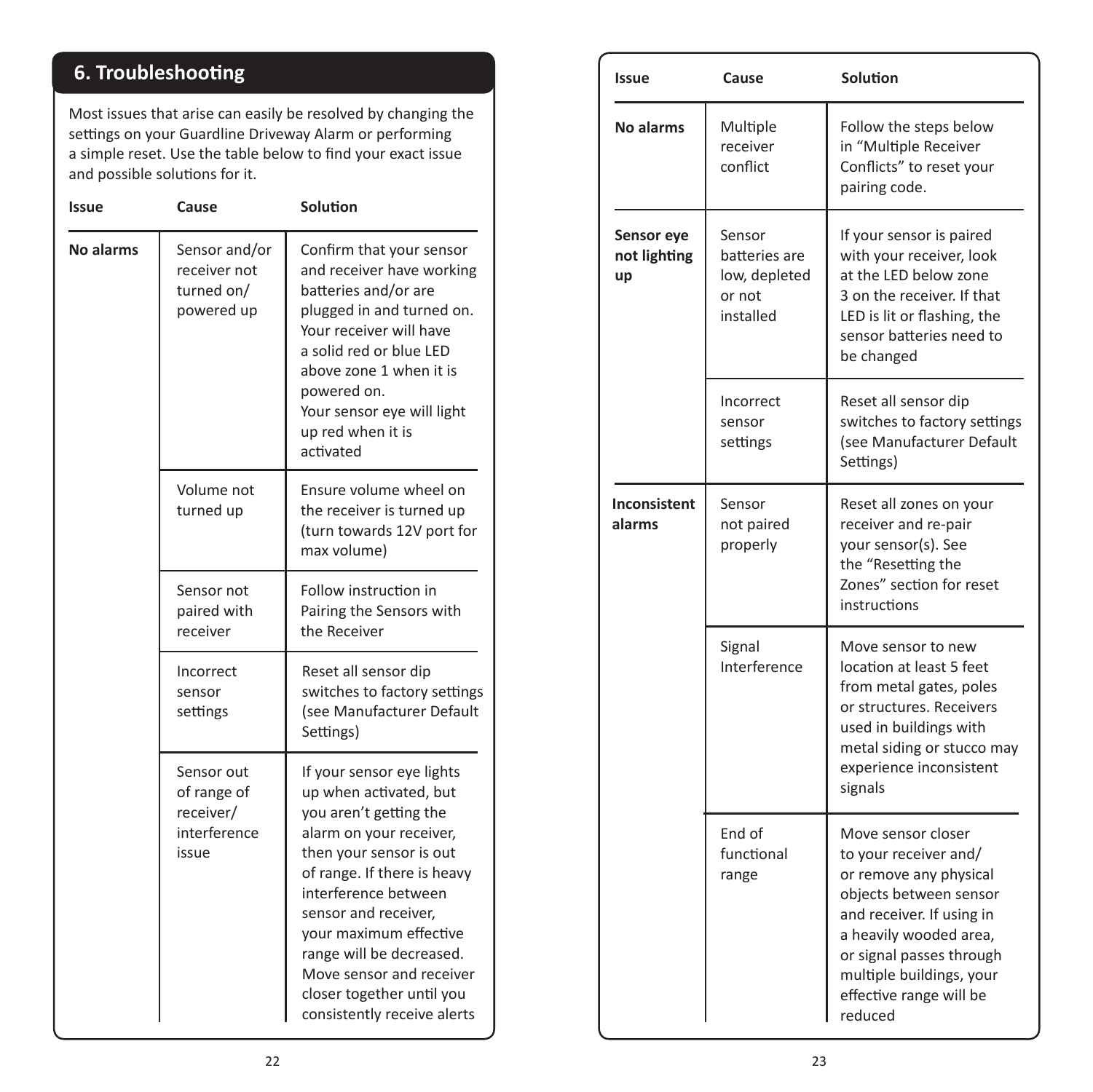## 6. Troubleshooting

Most issues that arise can easily be resolved by changing the settings on your Guardline Driveway Alarm or performing a simple reset. Use the table below to find your exact issue and possible solutions for it.

| Issue | Cause | Solution |
|---|---|---|
| **No alarms** | Sensor and/or receiver not turned on/ powered up | Confirm that your sensor and receiver have working batteries and/or are plugged in and turned on. Your receiver will have a solid red or blue LED above zone 1 when it is powered on. Your sensor eye will light up red when it is activated |
| | Volume not turned up | Ensure volume wheel on the receiver is turned up (turn towards 12V port for max volume) |
| | Sensor not paired with receiver | Follow instruction in Pairing the Sensors with the Receiver |
| | Incorrect sensor settings | Reset all sensor dip switches to factory settings (see Manufacturer Default Settings) |
| | Sensor out of range of receiver/ interference issue | If your sensor eye lights up when activated, but you aren't getting the alarm on your receiver, then your sensor is out of range. If there is heavy interference between sensor and receiver, your maximum effective range will be decreased. Move sensor and receiver closer together until you consistently receive alerts |
| **No alarms** | Multiple receiver conflict | Follow the steps below in "Multiple Receiver Conflicts" to reset your pairing code. |
| **Sensor eye not lighting up** | Sensor batteries are low, depleted or not installed | If your sensor is paired with your receiver, look at the LED below zone 3 on the receiver. If that LED is lit or flashing, the sensor batteries need to be changed |
| | Incorrect sensor settings | Reset all sensor dip switches to factory settings (see Manufacturer Default Settings) |
| **Inconsistent alarms** | Sensor not paired properly | Reset all zones on your receiver and re-pair your sensor(s). See the "Resetting the Zones" section for reset instructions |
| | Signal Interference | Move sensor to new location at least 5 feet from metal gates, poles or structures. Receivers used in buildings with metal siding or stucco may experience inconsistent signals |
| | End of functional range | Move sensor closer to your receiver and/ or remove any physical objects between sensor and receiver. If using in a heavily wooded area, or signal passes through multiple buildings, your effective range will be reduced |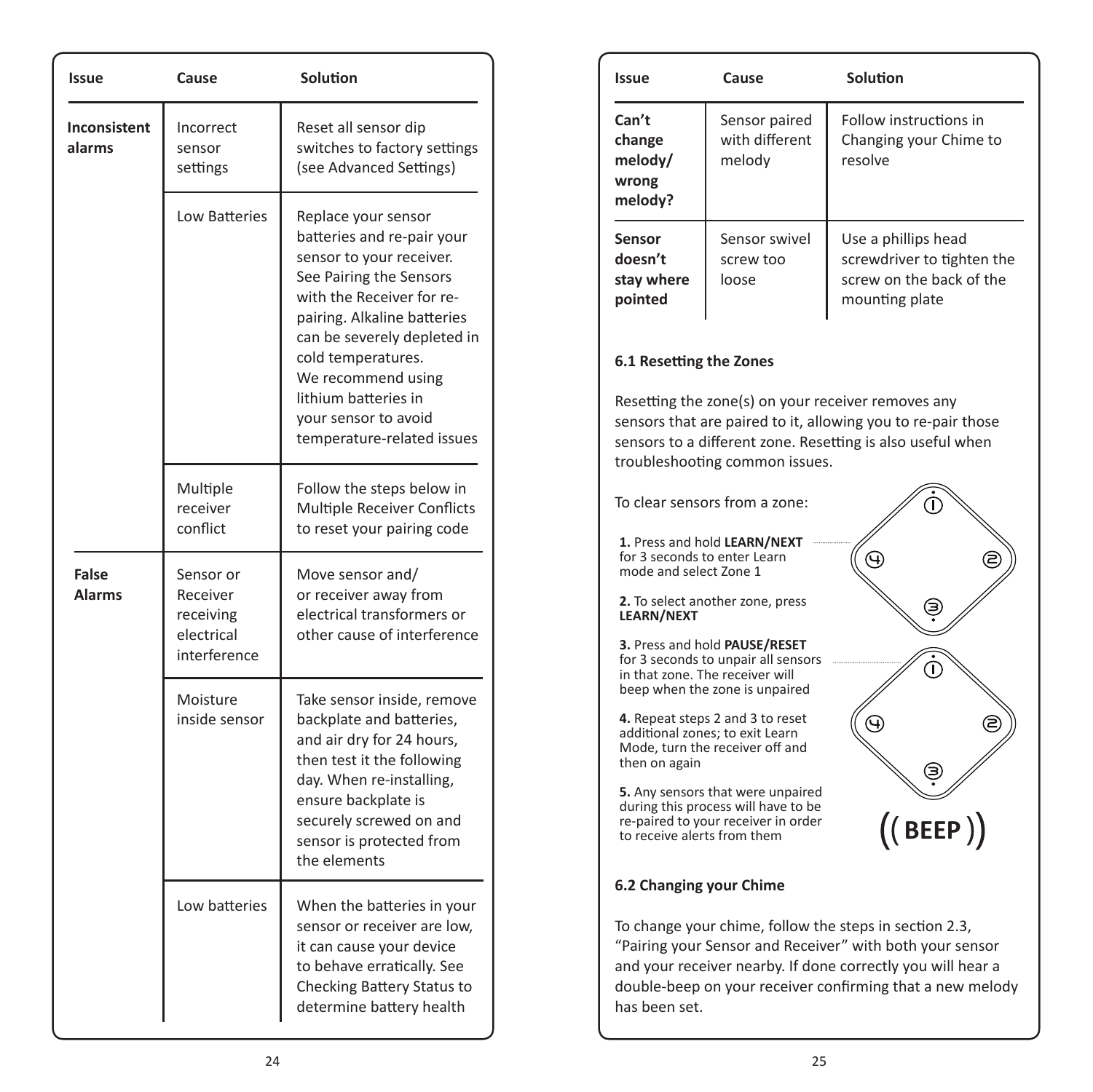| Issue | Cause | Solution |
|---|---|---|
| **Inconsistent alarms** | Incorrect sensor settings | Reset all sensor dip switches to factory settings (see Advanced Settings) |
| | Low Batteries | Replace your sensor batteries and re-pair your sensor to your receiver. See Pairing the Sensors with the Receiver for re-pairing. Alkaline batteries can be severely depleted in cold temperatures. We recommend using lithium batteries in your sensor to avoid temperature-related issues |
| | Multiple receiver conflict | Follow the steps below in Multiple Receiver Conflicts to reset your pairing code |
| **False Alarms** | Sensor or Receiver receiving electrical interference | Move sensor and/ or receiver away from electrical transformers or other cause of interference |
| | Moisture inside sensor | Take sensor inside, remove backplate and batteries, and air dry for 24 hours, then test it the following day. When re-installing, ensure backplate is securely screwed on and sensor is protected from the elements |
| | Low batteries | When the batteries in your sensor or receiver are low, it can cause your device to behave erratically. See Checking Battery Status to determine battery health |

| Issue | Cause | Solution |
|---|---|---|
| **Can't change melody/ wrong melody?** | Sensor paired with different melody | Follow instructions in Changing your Chime to resolve |
| **Sensor doesn't stay where pointed** | Sensor swivel screw too loose | Use a phillips head screwdriver to tighten the screw on the back of the mounting plate |

**6.1 Resetting the Zones**

Resetting the zone(s) on your receiver removes any sensors that are paired to it, allowing you to re-pair those sensors to a different zone. Resetting is also useful when troubleshooting common issues.

To clear sensors from a zone:

**1.** Press and hold **LEARN/NEXT** for 3 seconds to enter Learn mode and select Zone 1

**2.** To select another zone, press **LEARN/NEXT**

**3.** Press and hold **PAUSE/RESET** for 3 seconds to unpair all sensors in that zone. The receiver will beep when the zone is unpaired

**4.** Repeat steps 2 and 3 to reset additional zones; to exit Learn Mode, turn the receiver off and then on again

**5.** Any sensors that were unpaired during this process will have to be re-paired to your receiver in order to receive alerts from them

**6.2 Changing your Chime**

To change your chime, follow the steps in section 2.3, "Pairing your Sensor and Receiver" with both your sensor and your receiver nearby. If done correctly you will hear a double-beep on your receiver confirming that a new melody has been set.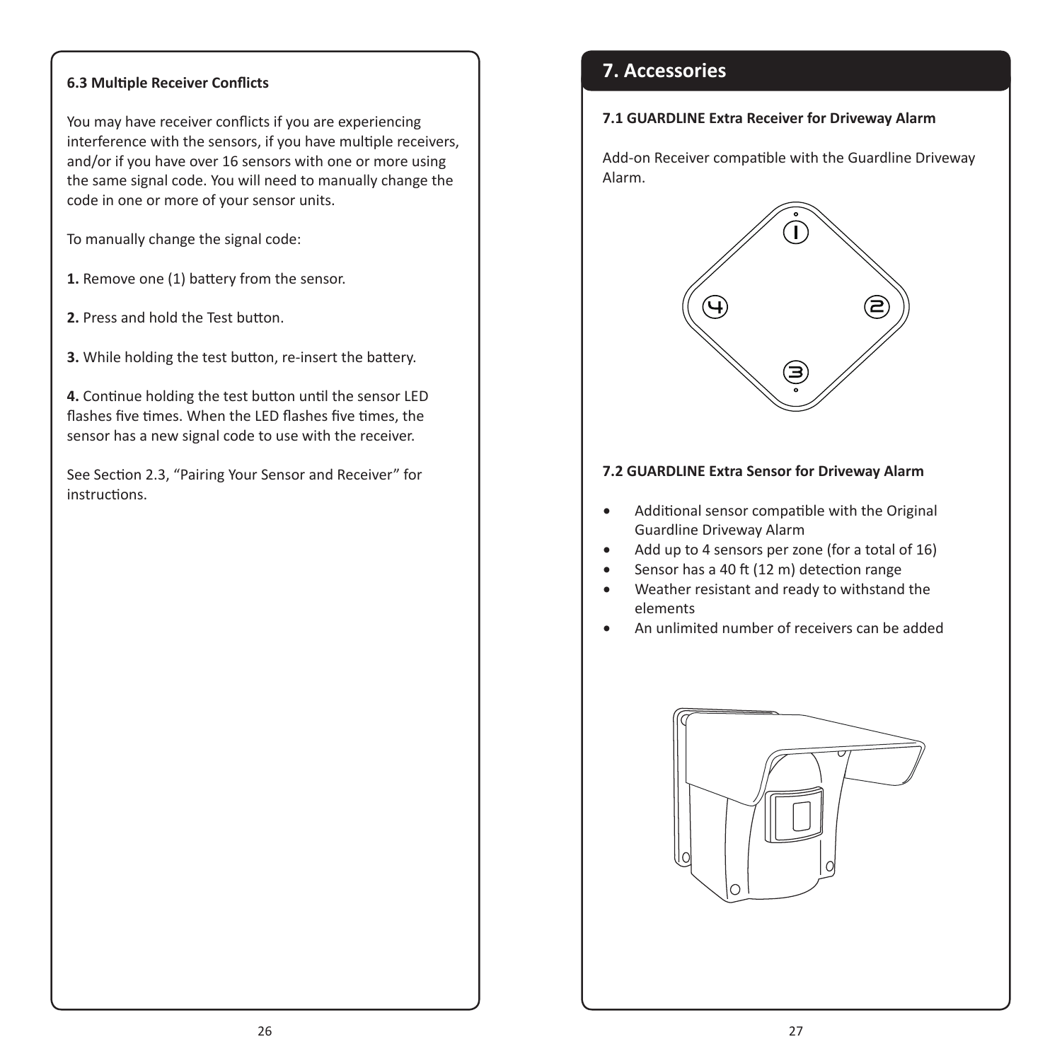### 6.3 Multiple Receiver Conflicts

You may have receiver conflicts if you are experiencing interference with the sensors, if you have multiple receivers, and/or if you have over 16 sensors with one or more using the same signal code. You will need to manually change the code in one or more of your sensor units.

To manually change the signal code:

**1.** Remove one (1) battery from the sensor.

**2.** Press and hold the Test button.

**3.** While holding the test button, re-insert the battery.

**4.** Continue holding the test button until the sensor LED flashes five times. When the LED flashes five times, the sensor has a new signal code to use with the receiver.

See Section 2.3, "Pairing Your Sensor and Receiver" for instructions.

## 7. Accessories

### 7.1 GUARDLINE Extra Receiver for Driveway Alarm

Add-on Receiver compatible with the Guardline Driveway Alarm.

### 7.2 GUARDLINE Extra Sensor for Driveway Alarm

- Additional sensor compatible with the Original Guardline Driveway Alarm
- Add up to 4 sensors per zone (for a total of 16)
- Sensor has a 40 ft (12 m) detection range
- Weather resistant and ready to withstand the elements
- An unlimited number of receivers can be added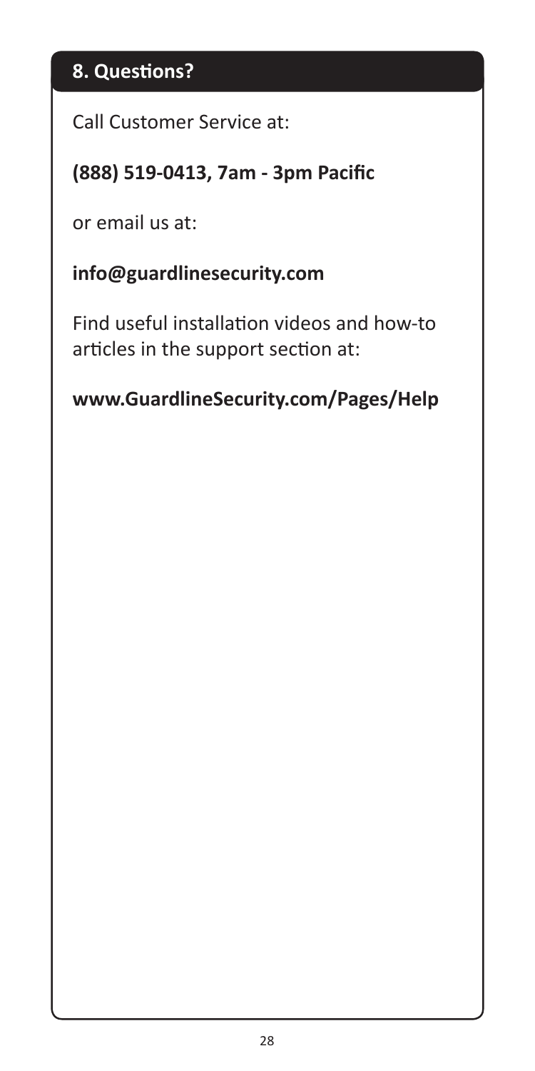## 8. Questions?

Call Customer Service at:

**(888) 519-0413, 7am - 3pm Pacific**

or email us at:

**info@guardlinesecurity.com**

Find useful installation videos and how-to articles in the support section at:

**www.GuardlineSecurity.com/Pages/Help**